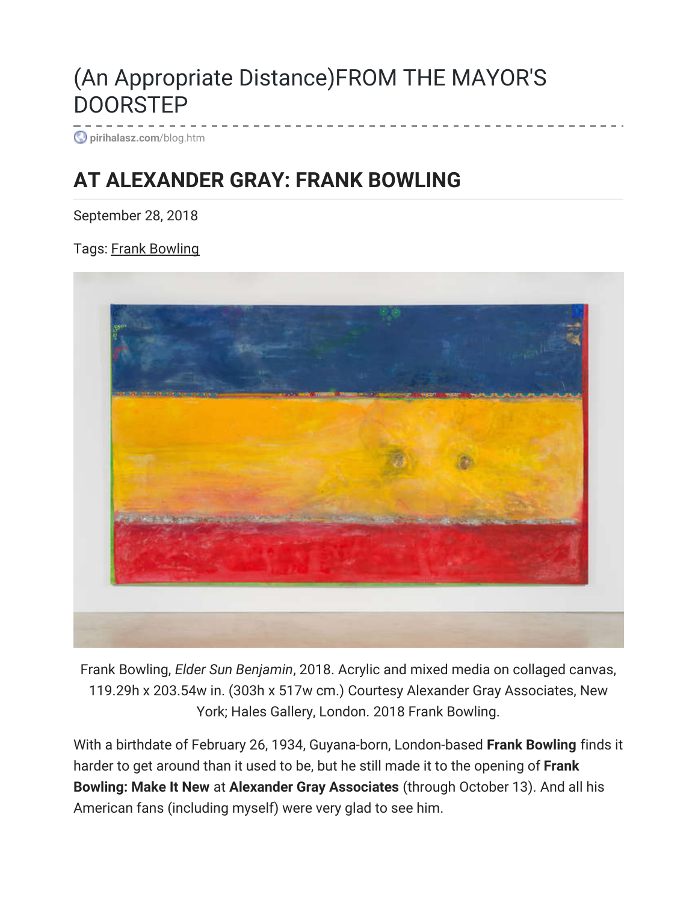# (An Appropriate Distance)FROM THE MAYOR'S DOORSTEP

pirihalasz.com/blog.htm

## AT ALEXANDER GRAY: FRANK BOWLING

September 28, 2018

Tags: Frank Bowling

Frank Bowling, *Elder Sun Benjamin*, 2018. Acrylic and mixed media on collaged canvas, 119.29h x 203.54w in. (303h x 517w cm.) Courtesy Alexander Gray Associates, New York; Hales Gallery, London. 2018 Frank Bowling.

With a birthdate of February 26, 1934, Guyana-born, London-based **Frank Bowling** finds it harder to get around than it used to be, but he still made it to the opening of **Frank Bowling: Make It New** at **Alexander Gray Associates** (through October 13). And all his American fans (including myself) were very glad to see him.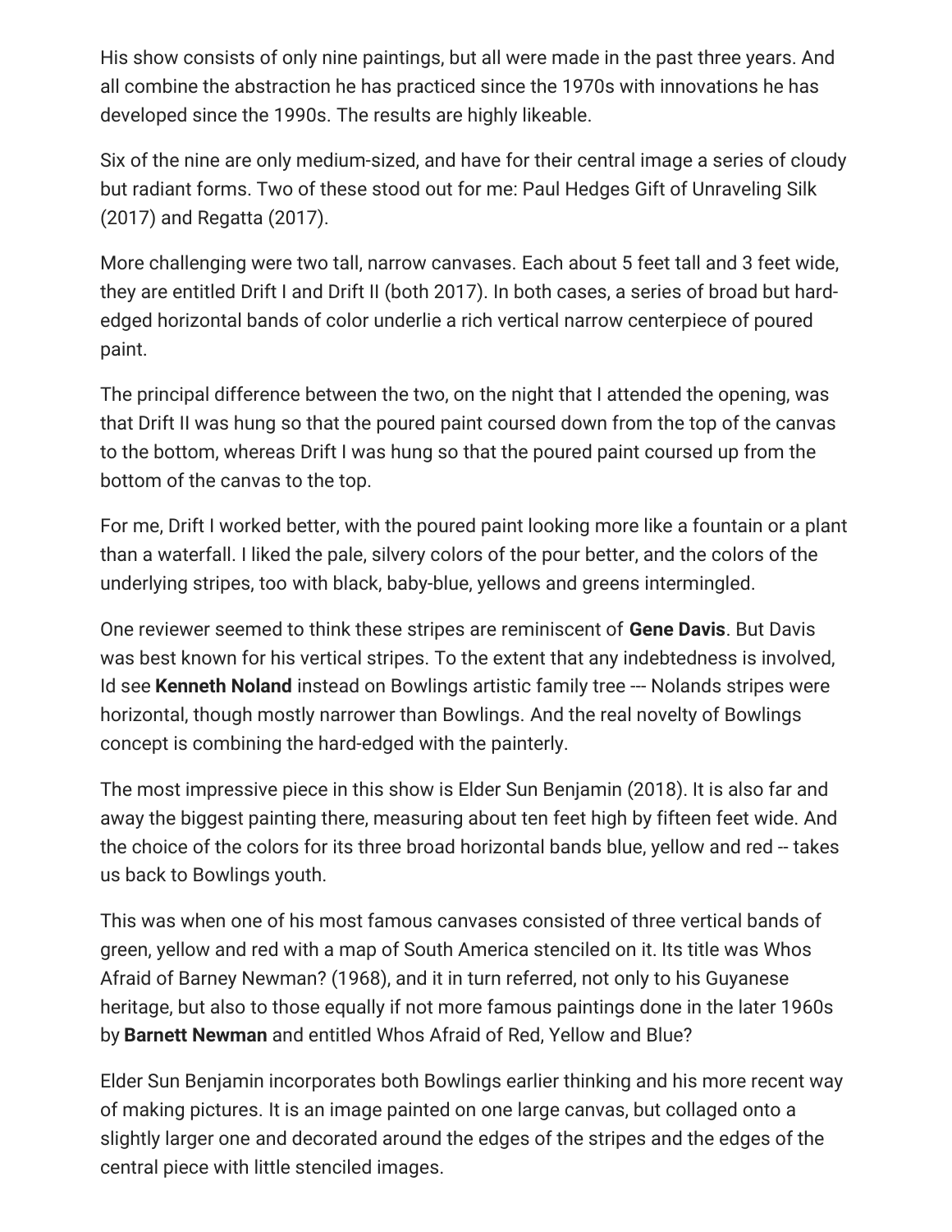His show consists of only nine paintings, but all were made in the past three years. And all combine the abstraction he has practiced since the 1970s with innovations he has developed since the 1990s. The results are highly likeable.

Six of the nine are only medium-sized, and have for their central image a series of cloudy but radiant forms. Two of these stood out for me: Paul Hedges Gift of Unraveling Silk (2017) and Regatta (2017).

More challenging were two tall, narrow canvases. Each about 5 feet tall and 3 feet wide, they are entitled Drift I and Drift II (both 2017). In both cases, a series of broad but hard-edged horizontal bands of color underlie a rich vertical narrow centerpiece of poured paint.

The principal difference between the two, on the night that I attended the opening, was that Drift II was hung so that the poured paint coursed down from the top of the canvas to the bottom, whereas Drift I was hung so that the poured paint coursed up from the bottom of the canvas to the top.

For me, Drift I worked better, with the poured paint looking more like a fountain or a plant than a waterfall. I liked the pale, silvery colors of the pour better, and the colors of the underlying stripes, too with black, baby-blue, yellows and greens intermingled.

One reviewer seemed to think these stripes are reminiscent of **Gene Davis**. But Davis was best known for his vertical stripes. To the extent that any indebtedness is involved, Id see **Kenneth Noland** instead on Bowlings artistic family tree --- Nolands stripes were horizontal, though mostly narrower than Bowlings. And the real novelty of Bowlings concept is combining the hard-edged with the painterly.

The most impressive piece in this show is Elder Sun Benjamin (2018). It is also far and away the biggest painting there, measuring about ten feet high by fifteen feet wide. And the choice of the colors for its three broad horizontal bands blue, yellow and red -- takes us back to Bowlings youth.

This was when one of his most famous canvases consisted of three vertical bands of green, yellow and red with a map of South America stenciled on it. Its title was Whos Afraid of Barney Newman? (1968), and it in turn referred, not only to his Guyanese heritage, but also to those equally if not more famous paintings done in the later 1960s by **Barnett Newman** and entitled Whos Afraid of Red, Yellow and Blue?

Elder Sun Benjamin incorporates both Bowlings earlier thinking and his more recent way of making pictures. It is an image painted on one large canvas, but collaged onto a slightly larger one and decorated around the edges of the stripes and the edges of the central piece with little stenciled images.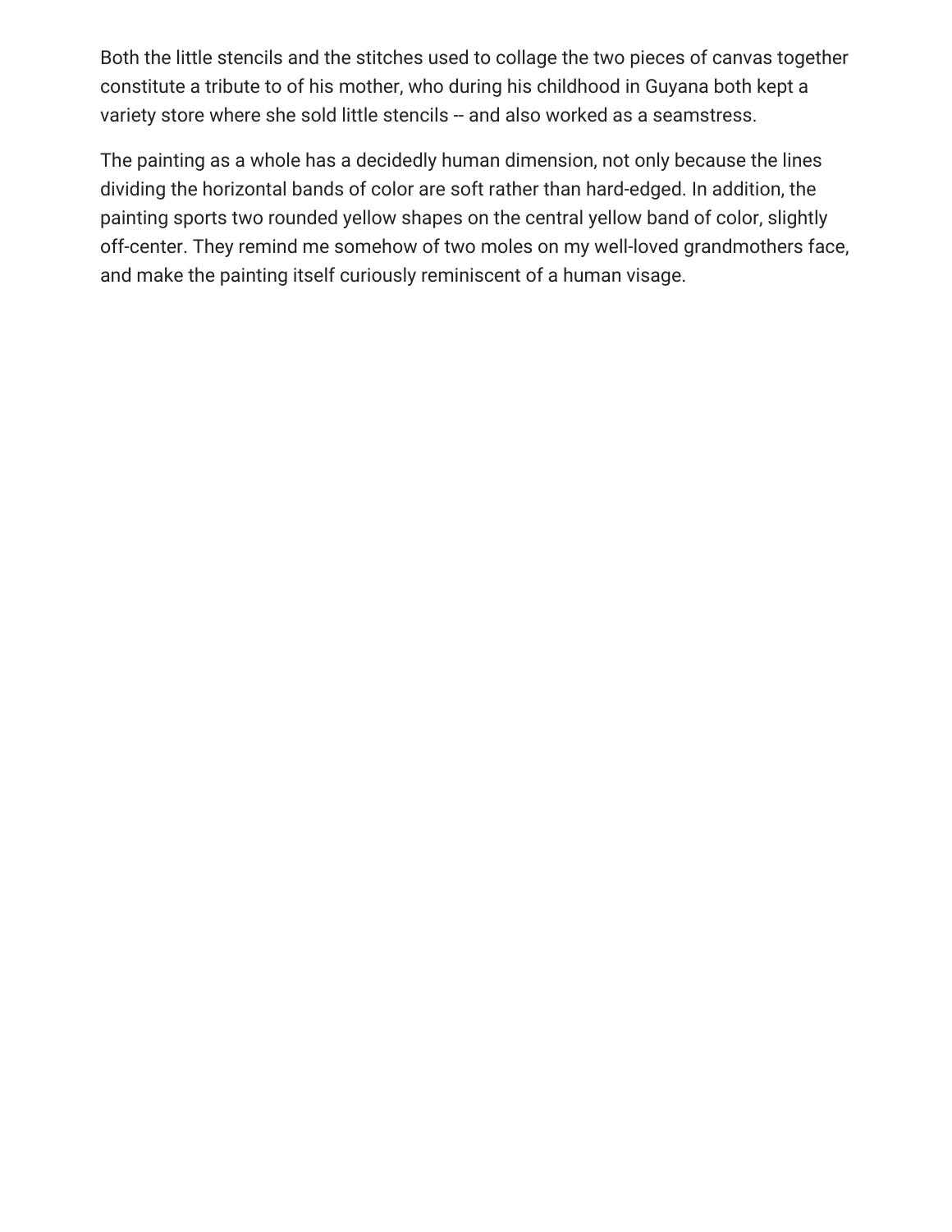Both the little stencils and the stitches used to collage the two pieces of canvas together constitute a tribute to of his mother, who during his childhood in Guyana both kept a variety store where she sold little stencils -- and also worked as a seamstress.

The painting as a whole has a decidedly human dimension, not only because the lines dividing the horizontal bands of color are soft rather than hard-edged. In addition, the painting sports two rounded yellow shapes on the central yellow band of color, slightly off-center. They remind me somehow of two moles on my well-loved grandmothers face, and make the painting itself curiously reminiscent of a human visage.